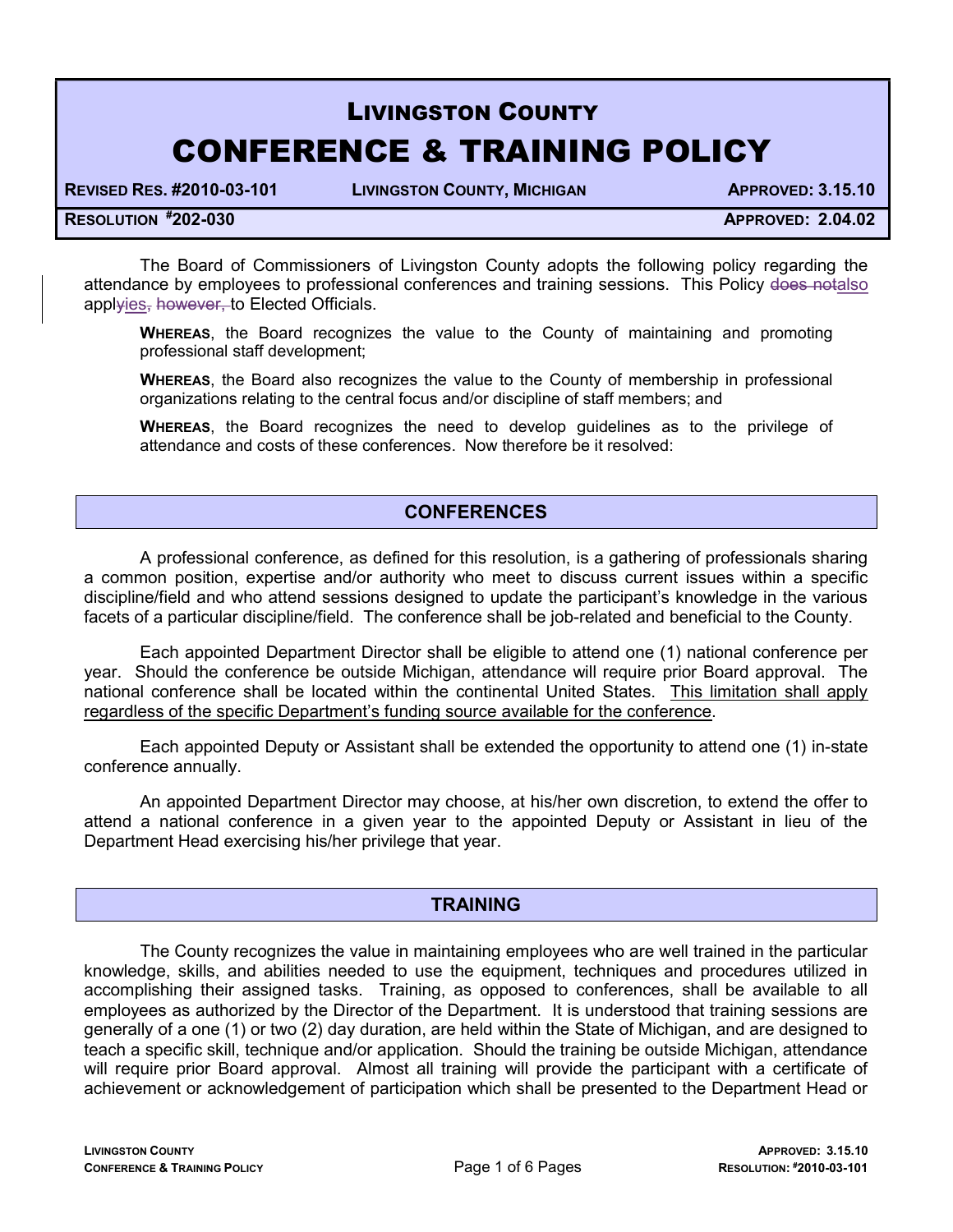# LIVINGSTON COUNTY

# CONFERENCE & TRAINING POLICY

| REVISED RES. #2010-03-101 | LIVINGSTON COUNTY, MICHIGAN | APPROVED: 3.15.10 |
|---|---|---|
| RESOLUTION #202-030 | | APPROVED: 2.04.02 |

The Board of Commissioners of Livingston County adopts the following policy regarding the attendance by employees to professional conferences and training sessions. This Policy ~~does not~~also applyies~~, however,~~ to Elected Officials.

**WHEREAS**, the Board recognizes the value to the County of maintaining and promoting professional staff development;

**WHEREAS**, the Board also recognizes the value to the County of membership in professional organizations relating to the central focus and/or discipline of staff members; and

**WHEREAS**, the Board recognizes the need to develop guidelines as to the privilege of attendance and costs of these conferences. Now therefore be it resolved:

## CONFERENCES

A professional conference, as defined for this resolution, is a gathering of professionals sharing a common position, expertise and/or authority who meet to discuss current issues within a specific discipline/field and who attend sessions designed to update the participant's knowledge in the various facets of a particular discipline/field. The conference shall be job-related and beneficial to the County.

Each appointed Department Director shall be eligible to attend one (1) national conference per year. Should the conference be outside Michigan, attendance will require prior Board approval. The national conference shall be located within the continental United States. This limitation shall apply regardless of the specific Department's funding source available for the conference.

Each appointed Deputy or Assistant shall be extended the opportunity to attend one (1) in-state conference annually.

An appointed Department Director may choose, at his/her own discretion, to extend the offer to attend a national conference in a given year to the appointed Deputy or Assistant in lieu of the Department Head exercising his/her privilege that year.

## TRAINING

The County recognizes the value in maintaining employees who are well trained in the particular knowledge, skills, and abilities needed to use the equipment, techniques and procedures utilized in accomplishing their assigned tasks. Training, as opposed to conferences, shall be available to all employees as authorized by the Director of the Department. It is understood that training sessions are generally of a one (1) or two (2) day duration, are held within the State of Michigan, and are designed to teach a specific skill, technique and/or application. Should the training be outside Michigan, attendance will require prior Board approval. Almost all training will provide the participant with a certificate of achievement or acknowledgement of participation which shall be presented to the Department Head or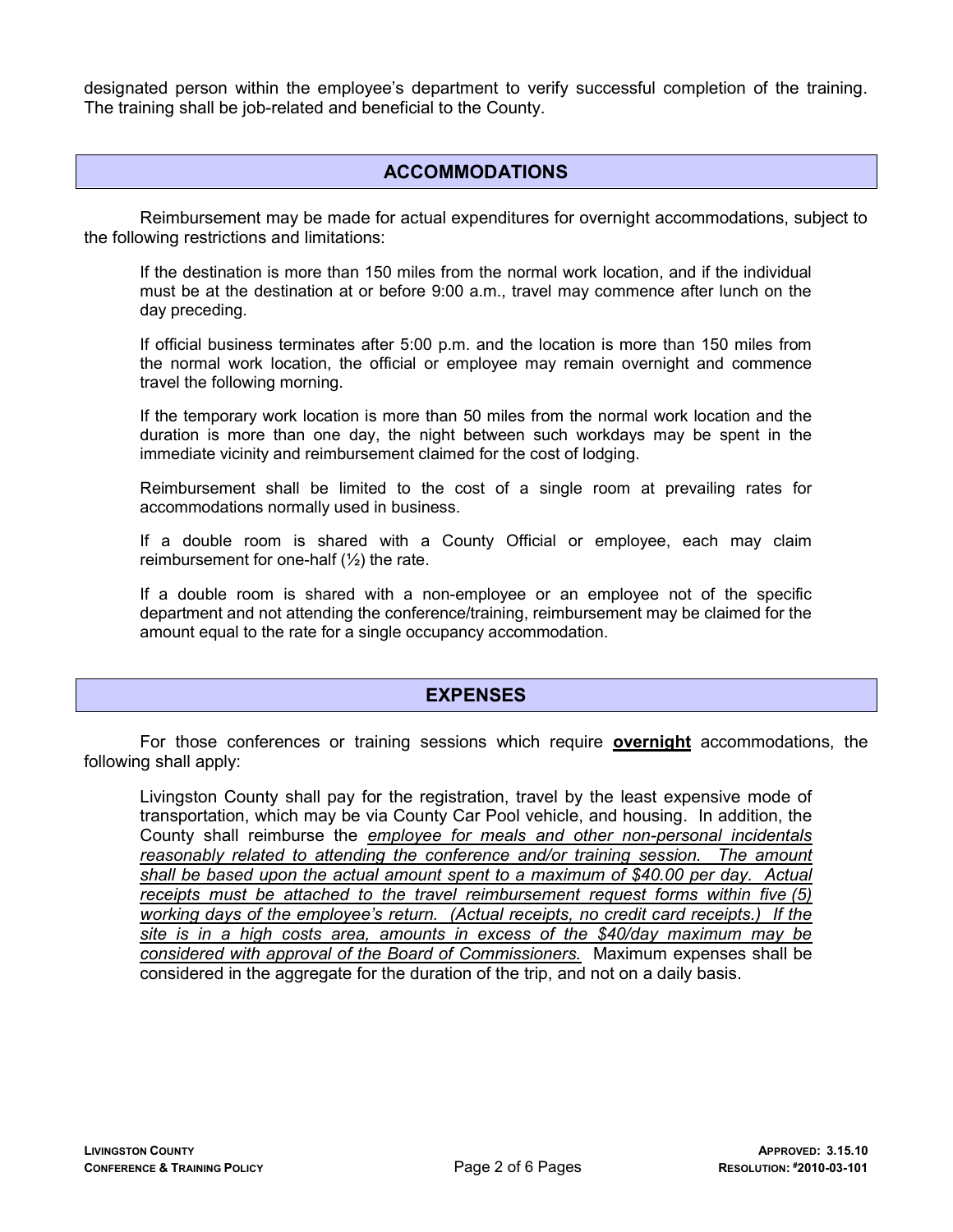designated person within the employee's department to verify successful completion of the training. The training shall be job-related and beneficial to the County.

## ACCOMMODATIONS

Reimbursement may be made for actual expenditures for overnight accommodations, subject to the following restrictions and limitations:

> If the destination is more than 150 miles from the normal work location, and if the individual must be at the destination at or before 9:00 a.m., travel may commence after lunch on the day preceding.
>
> If official business terminates after 5:00 p.m. and the location is more than 150 miles from the normal work location, the official or employee may remain overnight and commence travel the following morning.
>
> If the temporary work location is more than 50 miles from the normal work location and the duration is more than one day, the night between such workdays may be spent in the immediate vicinity and reimbursement claimed for the cost of lodging.
>
> Reimbursement shall be limited to the cost of a single room at prevailing rates for accommodations normally used in business.
>
> If a double room is shared with a County Official or employee, each may claim reimbursement for one-half (½) the rate.
>
> If a double room is shared with a non-employee or an employee not of the specific department and not attending the conference/training, reimbursement may be claimed for the amount equal to the rate for a single occupancy accommodation.

## EXPENSES

For those conferences or training sessions which require **overnight** accommodations, the following shall apply:

> Livingston County shall pay for the registration, travel by the least expensive mode of transportation, which may be via County Car Pool vehicle, and housing. In addition, the County shall reimburse the *employee for meals and other non-personal incidentals reasonably related to attending the conference and/or training session. The amount shall be based upon the actual amount spent to a maximum of $40.00 per day. Actual receipts must be attached to the travel reimbursement request forms within five (5) working days of the employee's return. (Actual receipts, no credit card receipts.) If the site is in a high costs area, amounts in excess of the $40/day maximum may be considered with approval of the Board of Commissioners.* Maximum expenses shall be considered in the aggregate for the duration of the trip, and not on a daily basis.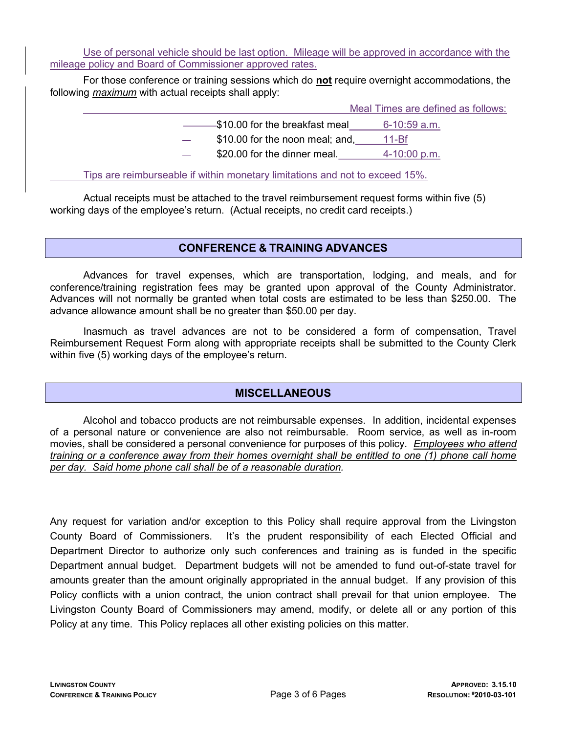Use of personal vehicle should be last option. Mileage will be approved in accordance with the mileage policy and Board of Commissioner approved rates.

For those conference or training sessions which do **not** require overnight accommodations, the following ***maximum*** with actual receipts shall apply:

| | Meal Times are defined as follows: |
|---|---|
| $10.00 for the breakfast meal | 6-10:59 a.m. |
| $10.00 for the noon meal; and, | 11-Bf |
| $20.00 for the dinner meal. | 4-10:00 p.m. |

Tips are reimburseable if within monetary limitations and not to exceed 15%.

Actual receipts must be attached to the travel reimbursement request forms within five (5) working days of the employee's return. (Actual receipts, no credit card receipts.)

## CONFERENCE & TRAINING ADVANCES

Advances for travel expenses, which are transportation, lodging, and meals, and for conference/training registration fees may be granted upon approval of the County Administrator. Advances will not normally be granted when total costs are estimated to be less than $250.00. The advance allowance amount shall be no greater than $50.00 per day.

Inasmuch as travel advances are not to be considered a form of compensation, Travel Reimbursement Request Form along with appropriate receipts shall be submitted to the County Clerk within five (5) working days of the employee's return.

## MISCELLANEOUS

Alcohol and tobacco products are not reimbursable expenses. In addition, incidental expenses of a personal nature or convenience are also not reimbursable. Room service, as well as in-room movies, shall be considered a personal convenience for purposes of this policy. *Employees who attend training or a conference away from their homes overnight shall be entitled to one (1) phone call home per day. Said home phone call shall be of a reasonable duration.*

Any request for variation and/or exception to this Policy shall require approval from the Livingston County Board of Commissioners. It's the prudent responsibility of each Elected Official and Department Director to authorize only such conferences and training as is funded in the specific Department annual budget. Department budgets will not be amended to fund out-of-state travel for amounts greater than the amount originally appropriated in the annual budget. If any provision of this Policy conflicts with a union contract, the union contract shall prevail for that union employee. The Livingston County Board of Commissioners may amend, modify, or delete all or any portion of this Policy at any time. This Policy replaces all other existing policies on this matter.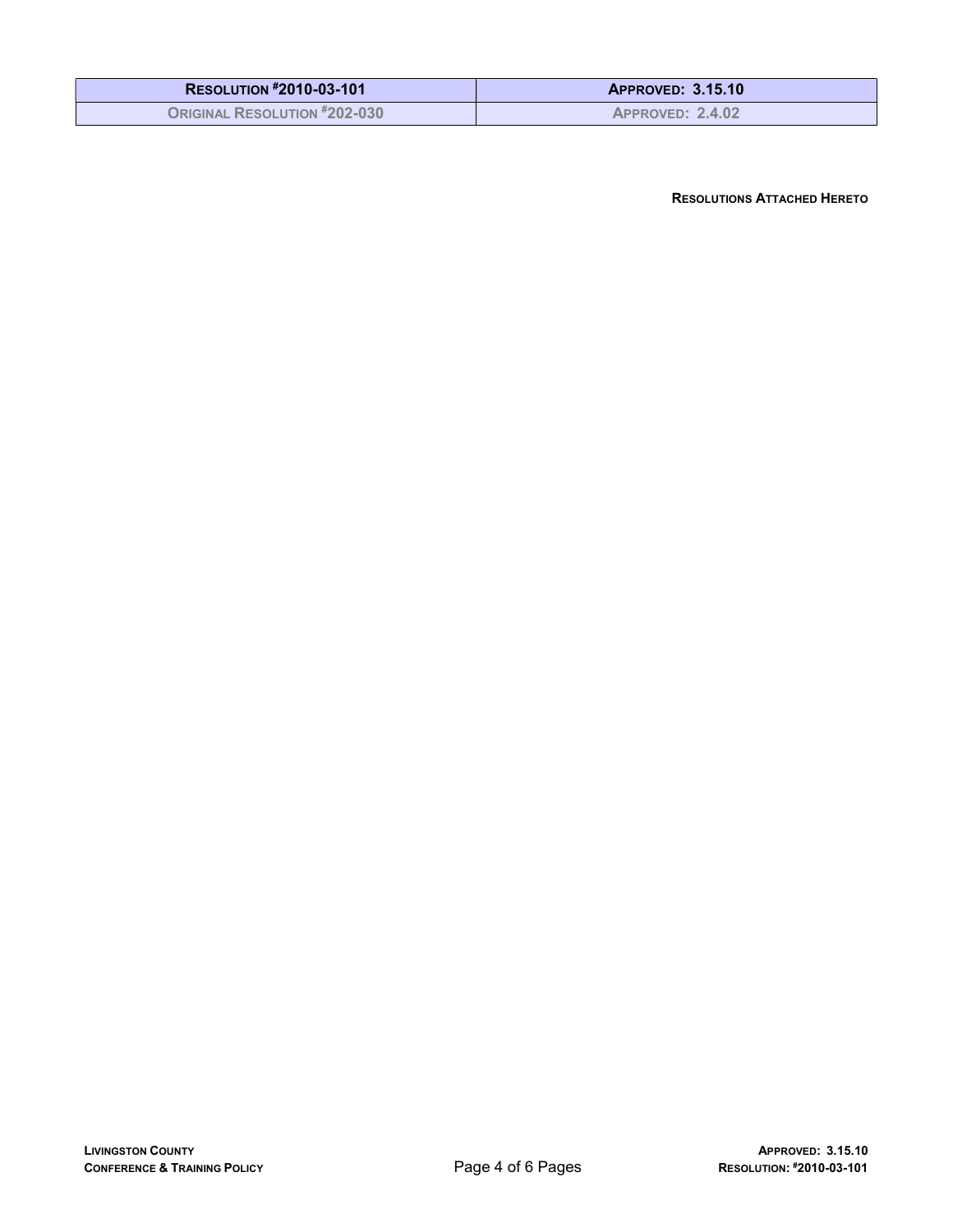| RESOLUTION #2010-03-101 | APPROVED: 3.15.10 |
| --- | --- |
| ORIGINAL RESOLUTION #202-030 | APPROVED: 2.4.02 |

**RESOLUTIONS ATTACHED HERETO**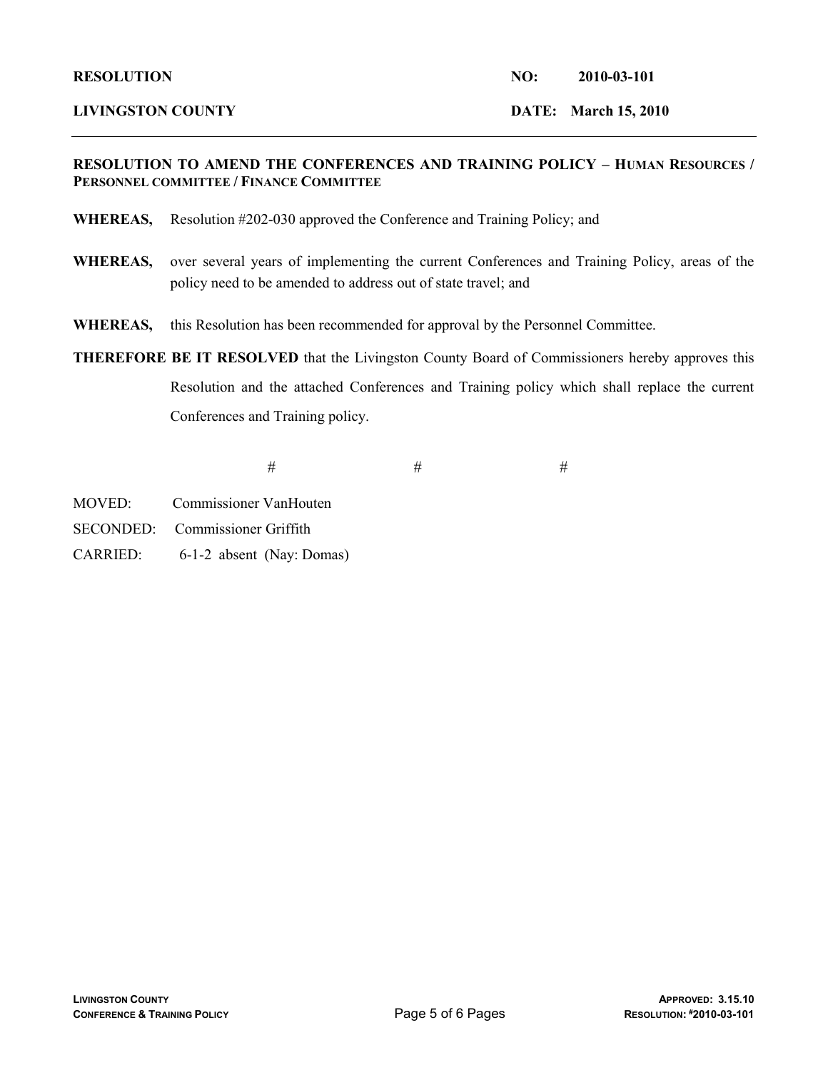**RESOLUTION** **NO: 2010-03-101**

**LIVINGSTON COUNTY** **DATE: March 15, 2010**

---

**RESOLUTION TO AMEND THE CONFERENCES AND TRAINING POLICY – HUMAN RESOURCES / PERSONNEL COMMITTEE / FINANCE COMMITTEE**

**WHEREAS,** Resolution #202-030 approved the Conference and Training Policy; and

**WHEREAS,** over several years of implementing the current Conferences and Training Policy, areas of the policy need to be amended to address out of state travel; and

**WHEREAS,** this Resolution has been recommended for approval by the Personnel Committee.

**THEREFORE BE IT RESOLVED** that the Livingston County Board of Commissioners hereby approves this Resolution and the attached Conferences and Training policy which shall replace the current Conferences and Training policy.

# # #

MOVED: Commissioner VanHouten

SECONDED: Commissioner Griffith

CARRIED: 6-1-2 absent (Nay: Domas)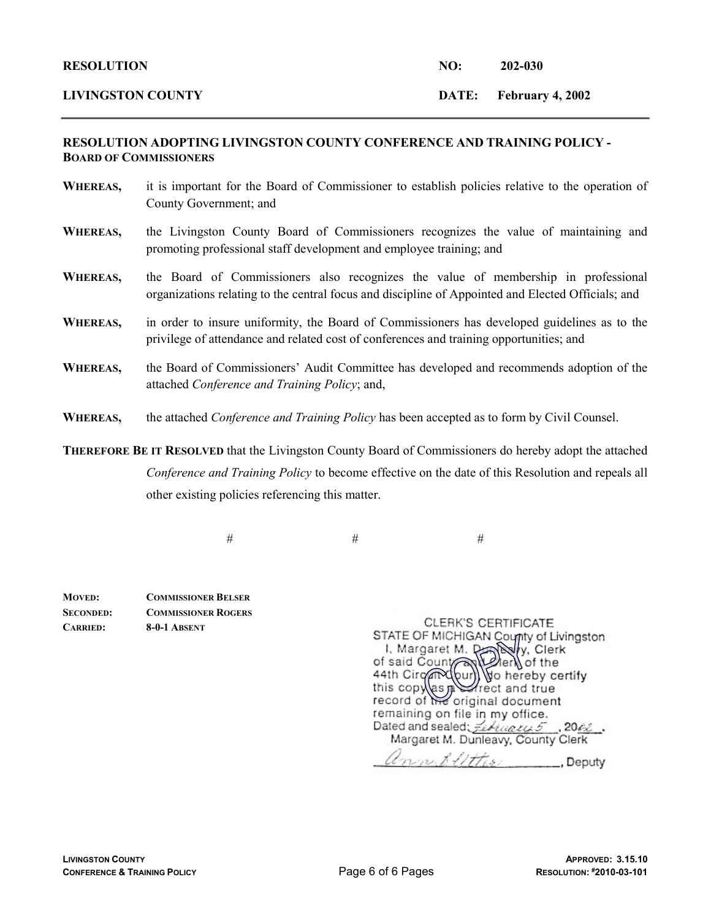**RESOLUTION** **NO: 202-030**

**LIVINGSTON COUNTY** **DATE: February 4, 2002**

---

## RESOLUTION ADOPTING LIVINGSTON COUNTY CONFERENCE AND TRAINING POLICY - BOARD OF COMMISSIONERS

**WHEREAS,** it is important for the Board of Commissioner to establish policies relative to the operation of County Government; and

**WHEREAS,** the Livingston County Board of Commissioners recognizes the value of maintaining and promoting professional staff development and employee training; and

**WHEREAS,** the Board of Commissioners also recognizes the value of membership in professional organizations relating to the central focus and discipline of Appointed and Elected Officials; and

**WHEREAS,** in order to insure uniformity, the Board of Commissioners has developed guidelines as to the privilege of attendance and related cost of conferences and training opportunities; and

**WHEREAS,** the Board of Commissioners' Audit Committee has developed and recommends adoption of the attached *Conference and Training Policy*; and,

**WHEREAS,** the attached *Conference and Training Policy* has been accepted as to form by Civil Counsel.

**THEREFORE BE IT RESOLVED** that the Livingston County Board of Commissioners do hereby adopt the attached *Conference and Training Policy* to become effective on the date of this Resolution and repeals all other existing policies referencing this matter.

# # #

**MOVED:** **COMMISSIONER BELSER**
**SECONDED:** **COMMISSIONER ROGERS**
**CARRIED:** **8-0-1 ABSENT**

CLERK'S CERTIFICATE
STATE OF MICHIGAN County of Livingston
I, Margaret M. Dunleavy, Clerk of said County and Clerk of the 44th Circuit Court, do hereby certify this copy as a correct and true record of the original document remaining on file in my office.
Dated and sealed: February 5, 2002.
Margaret M. Dunleavy, County Clerk
Ann ________, Deputy

COPY

**LIVINGSTON COUNTY**
**CONFERENCE & TRAINING POLICY**

**APPROVED: 3.15.10**
**RESOLUTION: #2010-03-101**